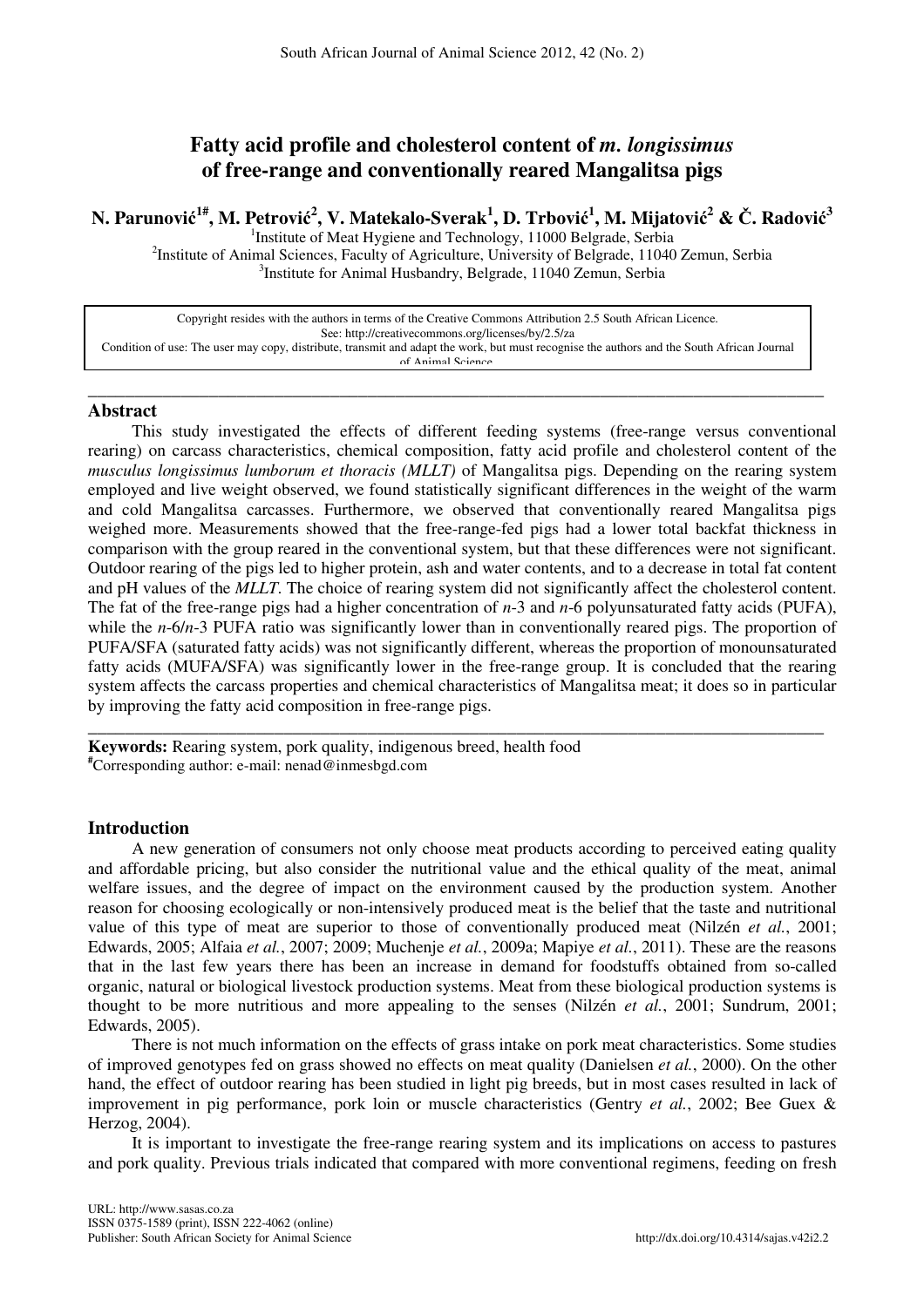# Fatty acid profile and cholesterol content of *m. longissimus* of free-range and conventionally reared Mangalitsa pigs

**N. Parunović[1#], M. Petrović[2], V. Matekalo-Sverak[1], D. Trbović[1], M. Mijatović[2] & Č. Radović[3]**

[1]Institute of Meat Hygiene and Technology, 11000 Belgrade, Serbia
[2]Institute of Animal Sciences, Faculty of Agriculture, University of Belgrade, 11040 Zemun, Serbia
[3]Institute for Animal Husbandry, Belgrade, 11040 Zemun, Serbia

Copyright resides with the authors in terms of the Creative Commons Attribution 2.5 South African Licence.
See: http://creativecommons.org/licenses/by/2.5/za
Condition of use: The user may copy, distribute, transmit and adapt the work, but must recognise the authors and the South African Journal of Animal Science.

## Abstract

This study investigated the effects of different feeding systems (free-range versus conventional rearing) on carcass characteristics, chemical composition, fatty acid profile and cholesterol content of the *musculus longissimus lumborum et thoracis (MLLT)* of Mangalitsa pigs. Depending on the rearing system employed and live weight observed, we found statistically significant differences in the weight of the warm and cold Mangalitsa carcasses. Furthermore, we observed that conventionally reared Mangalitsa pigs weighed more. Measurements showed that the free-range-fed pigs had a lower total backfat thickness in comparison with the group reared in the conventional system, but that these differences were not significant. Outdoor rearing of the pigs led to higher protein, ash and water contents, and to a decrease in total fat content and pH values of the *MLLT*. The choice of rearing system did not significantly affect the cholesterol content. The fat of the free-range pigs had a higher concentration of *n*-3 and *n*-6 polyunsaturated fatty acids (PUFA), while the *n*-6/*n*-3 PUFA ratio was significantly lower than in conventionally reared pigs. The proportion of PUFA/SFA (saturated fatty acids) was not significantly different, whereas the proportion of monounsaturated fatty acids (MUFA/SFA) was significantly lower in the free-range group. It is concluded that the rearing system affects the carcass properties and chemical characteristics of Mangalitsa meat; it does so in particular by improving the fatty acid composition in free-range pigs.

**Keywords:** Rearing system, pork quality, indigenous breed, health food
[#]Corresponding author: e-mail: nenad@inmesbgd.com

## Introduction

A new generation of consumers not only choose meat products according to perceived eating quality and affordable pricing, but also consider the nutritional value and the ethical quality of the meat, animal welfare issues, and the degree of impact on the environment caused by the production system. Another reason for choosing ecologically or non-intensively produced meat is the belief that the taste and nutritional value of this type of meat are superior to those of conventionally produced meat (Nilzén *et al.*, 2001; Edwards, 2005; Alfaia *et al.*, 2007; 2009; Muchenje *et al.*, 2009a; Mapiye *et al.*, 2011). These are the reasons that in the last few years there has been an increase in demand for foodstuffs obtained from so-called organic, natural or biological livestock production systems. Meat from these biological production systems is thought to be more nutritious and more appealing to the senses (Nilzén *et al.*, 2001; Sundrum, 2001; Edwards, 2005).

There is not much information on the effects of grass intake on pork meat characteristics. Some studies of improved genotypes fed on grass showed no effects on meat quality (Danielsen *et al.*, 2000). On the other hand, the effect of outdoor rearing has been studied in light pig breeds, but in most cases resulted in lack of improvement in pig performance, pork loin or muscle characteristics (Gentry *et al.*, 2002; Bee Guex & Herzog, 2004).

It is important to investigate the free-range rearing system and its implications on access to pastures and pork quality. Previous trials indicated that compared with more conventional regimens, feeding on fresh

URL: http://www.sasas.co.za
ISSN 0375-1589 (print), ISSN 222-4062 (online)
Publisher: South African Society for Animal Science
http://dx.doi.org/10.4314/sajas.v42i2.2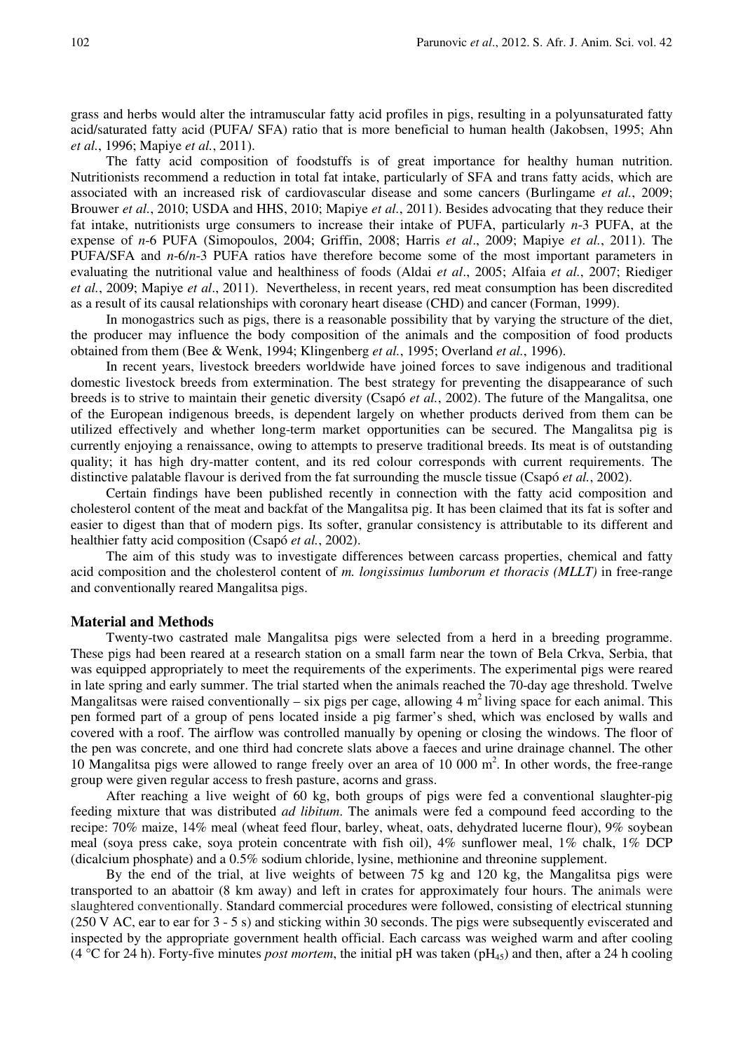grass and herbs would alter the intramuscular fatty acid profiles in pigs, resulting in a polyunsaturated fatty acid/saturated fatty acid (PUFA/ SFA) ratio that is more beneficial to human health (Jakobsen, 1995; Ahn *et al.*, 1996; Mapiye *et al.*, 2011).

The fatty acid composition of foodstuffs is of great importance for healthy human nutrition. Nutritionists recommend a reduction in total fat intake, particularly of SFA and trans fatty acids, which are associated with an increased risk of cardiovascular disease and some cancers (Burlingame *et al.*, 2009; Brouwer *et al.*, 2010; USDA and HHS, 2010; Mapiye *et al.*, 2011). Besides advocating that they reduce their fat intake, nutritionists urge consumers to increase their intake of PUFA, particularly *n*-3 PUFA, at the expense of *n*-6 PUFA (Simopoulos, 2004; Griffin, 2008; Harris *et al*., 2009; Mapiye *et al.*, 2011). The PUFA/SFA and *n*-6/*n*-3 PUFA ratios have therefore become some of the most important parameters in evaluating the nutritional value and healthiness of foods (Aldai *et al*., 2005; Alfaia *et al.*, 2007; Riediger *et al.*, 2009; Mapiye *et al*., 2011). Nevertheless, in recent years, red meat consumption has been discredited as a result of its causal relationships with coronary heart disease (CHD) and cancer (Forman, 1999).

In monogastrics such as pigs, there is a reasonable possibility that by varying the structure of the diet, the producer may influence the body composition of the animals and the composition of food products obtained from them (Bee & Wenk, 1994; Klingenberg *et al.*, 1995; Overland *et al.*, 1996).

In recent years, livestock breeders worldwide have joined forces to save indigenous and traditional domestic livestock breeds from extermination. The best strategy for preventing the disappearance of such breeds is to strive to maintain their genetic diversity (Csapó *et al.*, 2002). The future of the Mangalitsa, one of the European indigenous breeds, is dependent largely on whether products derived from them can be utilized effectively and whether long-term market opportunities can be secured. The Mangalitsa pig is currently enjoying a renaissance, owing to attempts to preserve traditional breeds. Its meat is of outstanding quality; it has high dry-matter content, and its red colour corresponds with current requirements. The distinctive palatable flavour is derived from the fat surrounding the muscle tissue (Csapó *et al.*, 2002).

Certain findings have been published recently in connection with the fatty acid composition and cholesterol content of the meat and backfat of the Mangalitsa pig. It has been claimed that its fat is softer and easier to digest than that of modern pigs. Its softer, granular consistency is attributable to its different and healthier fatty acid composition (Csapó *et al.*, 2002).

The aim of this study was to investigate differences between carcass properties, chemical and fatty acid composition and the cholesterol content of *m. longissimus lumborum et thoracis (MLLT)* in free-range and conventionally reared Mangalitsa pigs.

## Material and Methods

Twenty-two castrated male Mangalitsa pigs were selected from a herd in a breeding programme. These pigs had been reared at a research station on a small farm near the town of Bela Crkva, Serbia, that was equipped appropriately to meet the requirements of the experiments. The experimental pigs were reared in late spring and early summer. The trial started when the animals reached the 70-day age threshold. Twelve Mangalitsas were raised conventionally – six pigs per cage, allowing 4 $m^2$ living space for each animal. This pen formed part of a group of pens located inside a pig farmer's shed, which was enclosed by walls and covered with a roof. The airflow was controlled manually by opening or closing the windows. The floor of the pen was concrete, and one third had concrete slats above a faeces and urine drainage channel. The other 10 Mangalitsa pigs were allowed to range freely over an area of 10 000 $m^2$. In other words, the free-range group were given regular access to fresh pasture, acorns and grass.

After reaching a live weight of 60 kg, both groups of pigs were fed a conventional slaughter-pig feeding mixture that was distributed *ad libitum*. The animals were fed a compound feed according to the recipe: 70% maize, 14% meal (wheat feed flour, barley, wheat, oats, dehydrated lucerne flour), 9% soybean meal (soya press cake, soya protein concentrate with fish oil), 4% sunflower meal, 1% chalk, 1% DCP (dicalcium phosphate) and a 0.5% sodium chloride, lysine, methionine and threonine supplement.

By the end of the trial, at live weights of between 75 kg and 120 kg, the Mangalitsa pigs were transported to an abattoir (8 km away) and left in crates for approximately four hours. The animals were slaughtered conventionally. Standard commercial procedures were followed, consisting of electrical stunning (250 V AC, ear to ear for 3 - 5 s) and sticking within 30 seconds. The pigs were subsequently eviscerated and inspected by the appropriate government health official. Each carcass was weighed warm and after cooling (4 °C for 24 h). Forty-five minutes *post mortem*, the initial pH was taken ($pH_{45}$) and then, after a 24 h cooling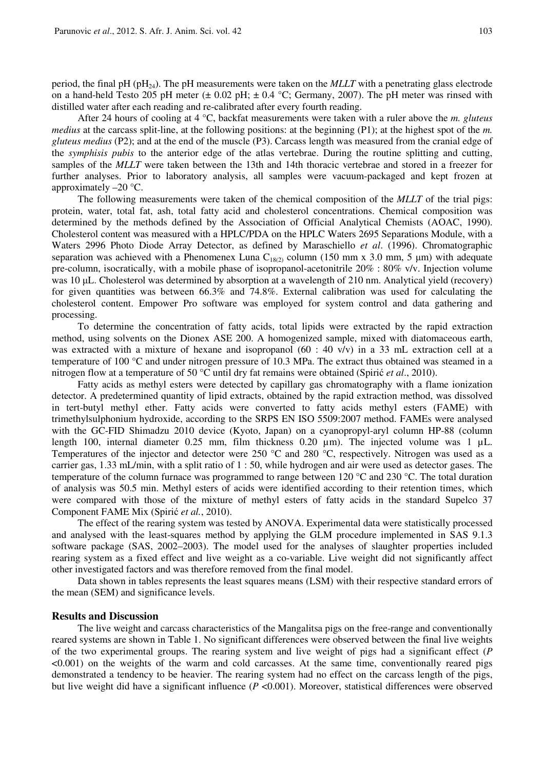period, the final pH ($pH_{24}$). The pH measurements were taken on the *MLLT* with a penetrating glass electrode on a hand-held Testo 205 pH meter (± 0.02 pH; ± 0.4 °C; Germany, 2007). The pH meter was rinsed with distilled water after each reading and re-calibrated after every fourth reading.

After 24 hours of cooling at 4 °C, backfat measurements were taken with a ruler above the *m. gluteus medius* at the carcass split-line, at the following positions: at the beginning (P1); at the highest spot of the *m. gluteus medius* (P2); and at the end of the muscle (P3). Carcass length was measured from the cranial edge of the *symphisis pubis* to the anterior edge of the atlas vertebrae. During the routine splitting and cutting, samples of the *MLLT* were taken between the 13th and 14th thoracic vertebrae and stored in a freezer for further analyses. Prior to laboratory analysis, all samples were vacuum-packaged and kept frozen at approximately –20 °C.

The following measurements were taken of the chemical composition of the *MLLT* of the trial pigs: protein, water, total fat, ash, total fatty acid and cholesterol concentrations. Chemical composition was determined by the methods defined by the Association of Official Analytical Chemists (AOAC, 1990). Cholesterol content was measured with a HPLC/PDA on the HPLC Waters 2695 Separations Module, with a Waters 2996 Photo Diode Array Detector, as defined by Maraschiello *et al*. (1996). Chromatographic separation was achieved with a Phenomenex Luna $C_{18(2)}$ column (150 mm x 3.0 mm, 5 µm) with adequate pre-column, isocratically, with a mobile phase of isopropanol-acetonitrile 20% : 80% v/v. Injection volume was 10 µL. Cholesterol was determined by absorption at a wavelength of 210 nm. Analytical yield (recovery) for given quantities was between 66.3% and 74.8%. External calibration was used for calculating the cholesterol content. Empower Pro software was employed for system control and data gathering and processing.

To determine the concentration of fatty acids, total lipids were extracted by the rapid extraction method, using solvents on the Dionex ASE 200. A homogenized sample, mixed with diatomaceous earth, was extracted with a mixture of hexane and isopropanol (60 : 40 v/v) in a 33 mL extraction cell at a temperature of 100 °C and under nitrogen pressure of 10.3 MPa. The extract thus obtained was steamed in a nitrogen flow at a temperature of 50 °C until dry fat remains were obtained (Spirić *et al*., 2010).

Fatty acids as methyl esters were detected by capillary gas chromatography with a flame ionization detector. A predetermined quantity of lipid extracts, obtained by the rapid extraction method, was dissolved in tert-butyl methyl ether. Fatty acids were converted to fatty acids methyl esters (FAME) with trimethylsulphonium hydroxide, according to the SRPS EN ISO 5509:2007 method. FAMEs were analysed with the GC-FID Shimadzu 2010 device (Kyoto, Japan) on a cyanopropyl-aryl column HP-88 (column length 100, internal diameter 0.25 mm, film thickness 0.20 µm). The injected volume was 1 µL. Temperatures of the injector and detector were 250 °C and 280 °C, respectively. Nitrogen was used as a carrier gas, 1.33 mL/min, with a split ratio of 1 : 50, while hydrogen and air were used as detector gases. The temperature of the column furnace was programmed to range between 120 °C and 230 °C. The total duration of analysis was 50.5 min. Methyl esters of acids were identified according to their retention times, which were compared with those of the mixture of methyl esters of fatty acids in the standard Supelco 37 Component FAME Mix (Spirić *et al.*, 2010).

The effect of the rearing system was tested by ANOVA. Experimental data were statistically processed and analysed with the least-squares method by applying the GLM procedure implemented in SAS 9.1.3 software package (SAS, 2002–2003). The model used for the analyses of slaughter properties included rearing system as a fixed effect and live weight as a co-variable. Live weight did not significantly affect other investigated factors and was therefore removed from the final model.

Data shown in tables represents the least squares means (LSM) with their respective standard errors of the mean (SEM) and significance levels.

## Results and Discussion

The live weight and carcass characteristics of the Mangalitsa pigs on the free-range and conventionally reared systems are shown in Table 1. No significant differences were observed between the final live weights of the two experimental groups. The rearing system and live weight of pigs had a significant effect ($P$ <0.001) on the weights of the warm and cold carcasses. At the same time, conventionally reared pigs demonstrated a tendency to be heavier. The rearing system had no effect on the carcass length of the pigs, but live weight did have a significant influence ($P$ <0.001). Moreover, statistical differences were observed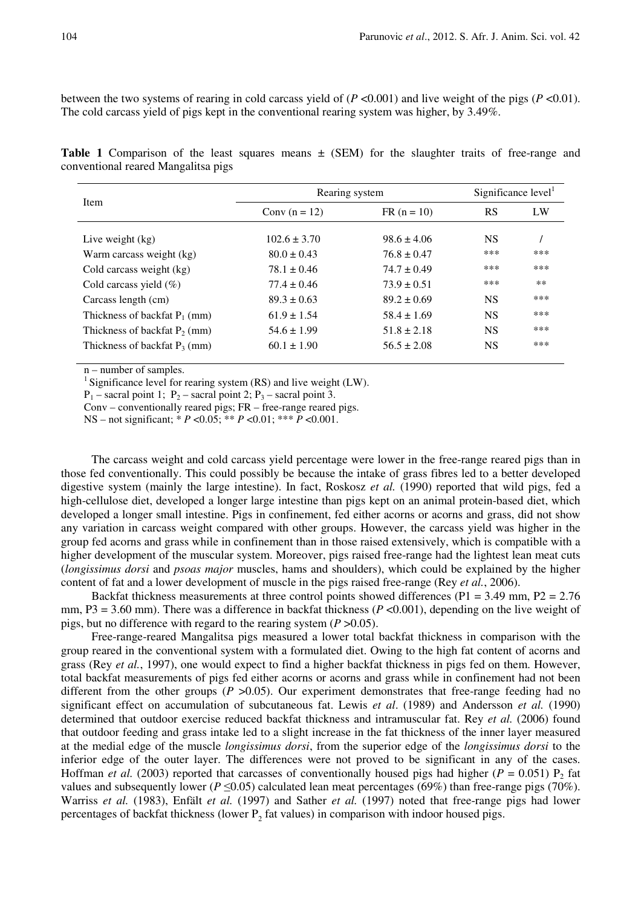between the two systems of rearing in cold carcass yield of ($P$ <0.001) and live weight of the pigs ($P$ <0.01). The cold carcass yield of pigs kept in the conventional rearing system was higher, by 3.49%.

**Table 1** Comparison of the least squares means ± (SEM) for the slaughter traits of free-range and conventional reared Mangalitsa pigs

| Item | Rearing system | | Significance level[1] | |
|---|---|---|---|---|
| | Conv (n = 12) | FR (n = 10) | RS | LW |
| Live weight (kg) | 102.6 ± 3.70 | 98.6 ± 4.06 | NS | / |
| Warm carcass weight (kg) | 80.0 ± 0.43 | 76.8 ± 0.47 | *** | *** |
| Cold carcass weight (kg) | 78.1 ± 0.46 | 74.7 ± 0.49 | *** | *** |
| Cold carcass yield (%) | 77.4 ± 0.46 | 73.9 ± 0.51 | *** | ** |
| Carcass length (cm) | 89.3 ± 0.63 | 89.2 ± 0.69 | NS | *** |
| Thickness of backfat $P_1$ (mm) | 61.9 ± 1.54 | 58.4 ± 1.69 | NS | *** |
| Thickness of backfat $P_2$ (mm) | 54.6 ± 1.99 | 51.8 ± 2.18 | NS | *** |
| Thickness of backfat $P_3$ (mm) | 60.1 ± 1.90 | 56.5 ± 2.08 | NS | *** |

n – number of samples.
[1] Significance level for rearing system (RS) and live weight (LW).
$P_1$ – sacral point 1; $P_2$ – sacral point 2; $P_3$ – sacral point 3.
Conv – conventionally reared pigs; FR – free-range reared pigs.
NS – not significant; * $P$ <0.05; ** $P$ <0.01; *** $P$ <0.001.

The carcass weight and cold carcass yield percentage were lower in the free-range reared pigs than in those fed conventionally. This could possibly be because the intake of grass fibres led to a better developed digestive system (mainly the large intestine). In fact, Roskosz *et al.* (1990) reported that wild pigs, fed a high-cellulose diet, developed a longer large intestine than pigs kept on an animal protein-based diet, which developed a longer small intestine. Pigs in confinement, fed either acorns or acorns and grass, did not show any variation in carcass weight compared with other groups. However, the carcass yield was higher in the group fed acorns and grass while in confinement than in those raised extensively, which is compatible with a higher development of the muscular system. Moreover, pigs raised free-range had the lightest lean meat cuts (*longissimus dorsi* and *psoas major* muscles, hams and shoulders), which could be explained by the higher content of fat and a lower development of muscle in the pigs raised free-range (Rey *et al.*, 2006).

Backfat thickness measurements at three control points showed differences (P1 = 3.49 mm, P2 = 2.76 mm, P3 = 3.60 mm). There was a difference in backfat thickness ($P$ <0.001), depending on the live weight of pigs, but no difference with regard to the rearing system ($P$ >0.05).

Free-range-reared Mangalitsa pigs measured a lower total backfat thickness in comparison with the group reared in the conventional system with a formulated diet. Owing to the high fat content of acorns and grass (Rey *et al.*, 1997), one would expect to find a higher backfat thickness in pigs fed on them. However, total backfat measurements of pigs fed either acorns or acorns and grass while in confinement had not been different from the other groups ($P$ >0.05). Our experiment demonstrates that free-range feeding had no significant effect on accumulation of subcutaneous fat. Lewis *et al*. (1989) and Andersson *et al.* (1990) determined that outdoor exercise reduced backfat thickness and intramuscular fat. Rey *et al.* (2006) found that outdoor feeding and grass intake led to a slight increase in the fat thickness of the inner layer measured at the medial edge of the muscle *longissimus dorsi*, from the superior edge of the *longissimus dorsi* to the inferior edge of the outer layer. The differences were not proved to be significant in any of the cases. Hoffman *et al.* (2003) reported that carcasses of conventionally housed pigs had higher ($P$ = 0.051) $P_2$ fat values and subsequently lower ($P$ ≤0.05) calculated lean meat percentages (69%) than free-range pigs (70%). Warriss *et al.* (1983), Enfält *et al.* (1997) and Sather *et al.* (1997) noted that free-range pigs had lower percentages of backfat thickness (lower $P_2$ fat values) in comparison with indoor housed pigs.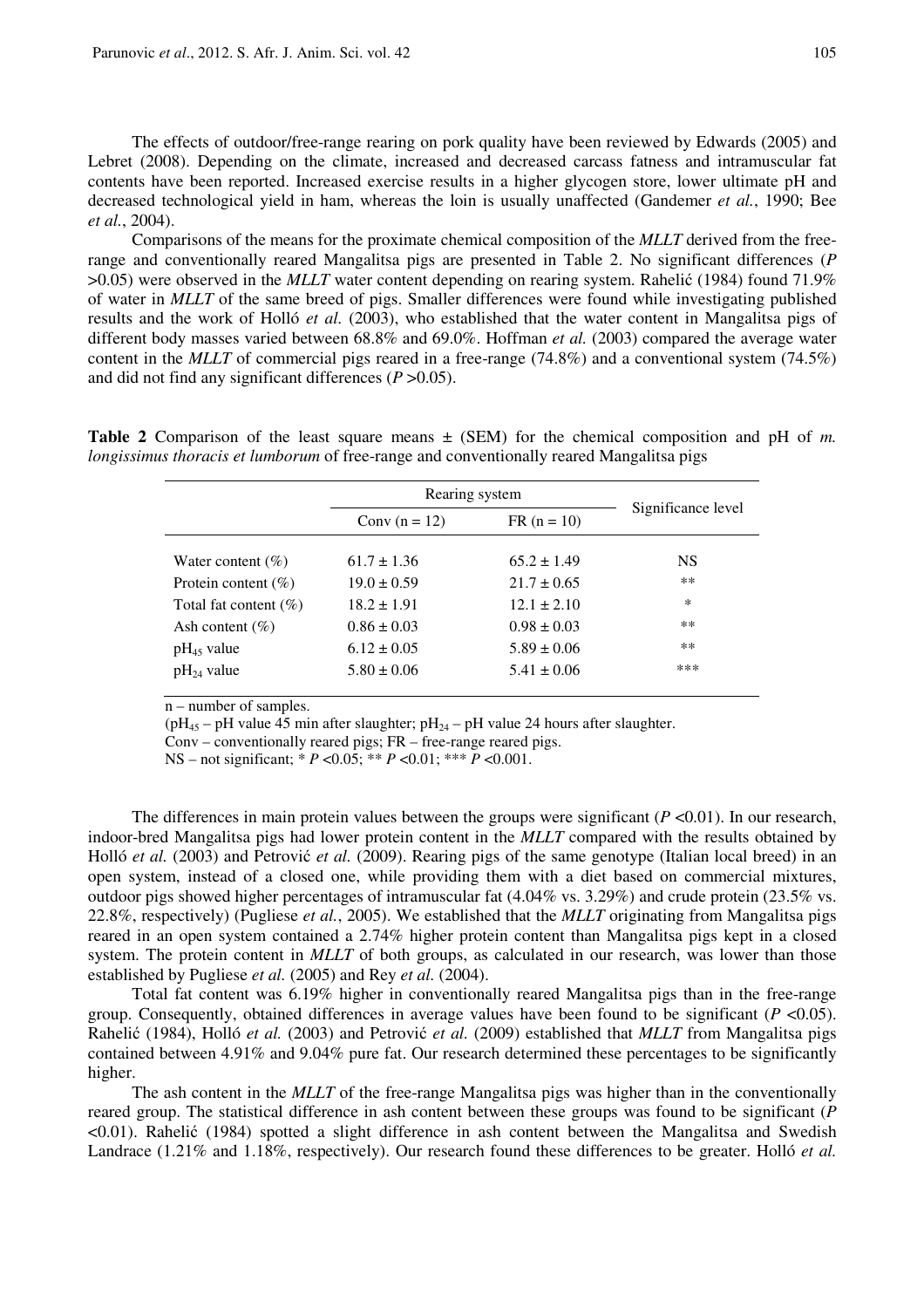The effects of outdoor/free-range rearing on pork quality have been reviewed by Edwards (2005) and Lebret (2008). Depending on the climate, increased and decreased carcass fatness and intramuscular fat contents have been reported. Increased exercise results in a higher glycogen store, lower ultimate pH and decreased technological yield in ham, whereas the loin is usually unaffected (Gandemer *et al.*, 1990; Bee *et al.*, 2004).

Comparisons of the means for the proximate chemical composition of the *MLLT* derived from the free-range and conventionally reared Mangalitsa pigs are presented in Table 2. No significant differences ($P > 0.05$) were observed in the *MLLT* water content depending on rearing system. Rahelić (1984) found 71.9% of water in *MLLT* of the same breed of pigs. Smaller differences were found while investigating published results and the work of Holló *et al.* (2003), who established that the water content in Mangalitsa pigs of different body masses varied between 68.8% and 69.0%. Hoffman *et al.* (2003) compared the average water content in the *MLLT* of commercial pigs reared in a free-range (74.8%) and a conventional system (74.5%) and did not find any significant differences ($P > 0.05$).

**Table 2** Comparison of the least square means ± (SEM) for the chemical composition and pH of *m. longissimus thoracis et lumborum* of free-range and conventionally reared Mangalitsa pigs

| | Rearing system | | Significance level |
|---|---|---|---|
| | Conv (n = 12) | FR (n = 10) | |
| Water content (%) | 61.7 ± 1.36 | 65.2 ± 1.49 | NS |
| Protein content (%) | 19.0 ± 0.59 | 21.7 ± 0.65 | ** |
| Total fat content (%) | 18.2 ± 1.91 | 12.1 ± 2.10 | * |
| Ash content (%) | 0.86 ± 0.03 | 0.98 ± 0.03 | ** |
| $pH_{45}$ value | 6.12 ± 0.05 | 5.89 ± 0.06 | ** |
| $pH_{24}$ value | 5.80 ± 0.06 | 5.41 ± 0.06 | *** |

n – number of samples.
($pH_{45}$ – pH value 45 min after slaughter; $pH_{24}$ – pH value 24 hours after slaughter.
Conv – conventionally reared pigs; FR – free-range reared pigs.
NS – not significant; * $P < 0.05$; ** $P < 0.01$; *** $P < 0.001$.

The differences in main protein values between the groups were significant ($P < 0.01$). In our research, indoor-bred Mangalitsa pigs had lower protein content in the *MLLT* compared with the results obtained by Holló *et al.* (2003) and Petrović *et al.* (2009). Rearing pigs of the same genotype (Italian local breed) in an open system, instead of a closed one, while providing them with a diet based on commercial mixtures, outdoor pigs showed higher percentages of intramuscular fat (4.04% vs. 3.29%) and crude protein (23.5% vs. 22.8%, respectively) (Pugliese *et al.*, 2005). We established that the *MLLT* originating from Mangalitsa pigs reared in an open system contained a 2.74% higher protein content than Mangalitsa pigs kept in a closed system. The protein content in *MLLT* of both groups, as calculated in our research, was lower than those established by Pugliese *et al.* (2005) and Rey *et al.* (2004).

Total fat content was 6.19% higher in conventionally reared Mangalitsa pigs than in the free-range group. Consequently, obtained differences in average values have been found to be significant ($P < 0.05$). Rahelić (1984), Holló *et al.* (2003) and Petrović *et al.* (2009) established that *MLLT* from Mangalitsa pigs contained between 4.91% and 9.04% pure fat. Our research determined these percentages to be significantly higher.

The ash content in the *MLLT* of the free-range Mangalitsa pigs was higher than in the conventionally reared group. The statistical difference in ash content between these groups was found to be significant ($P < 0.01$). Rahelić (1984) spotted a slight difference in ash content between the Mangalitsa and Swedish Landrace (1.21% and 1.18%, respectively). Our research found these differences to be greater. Holló *et al.*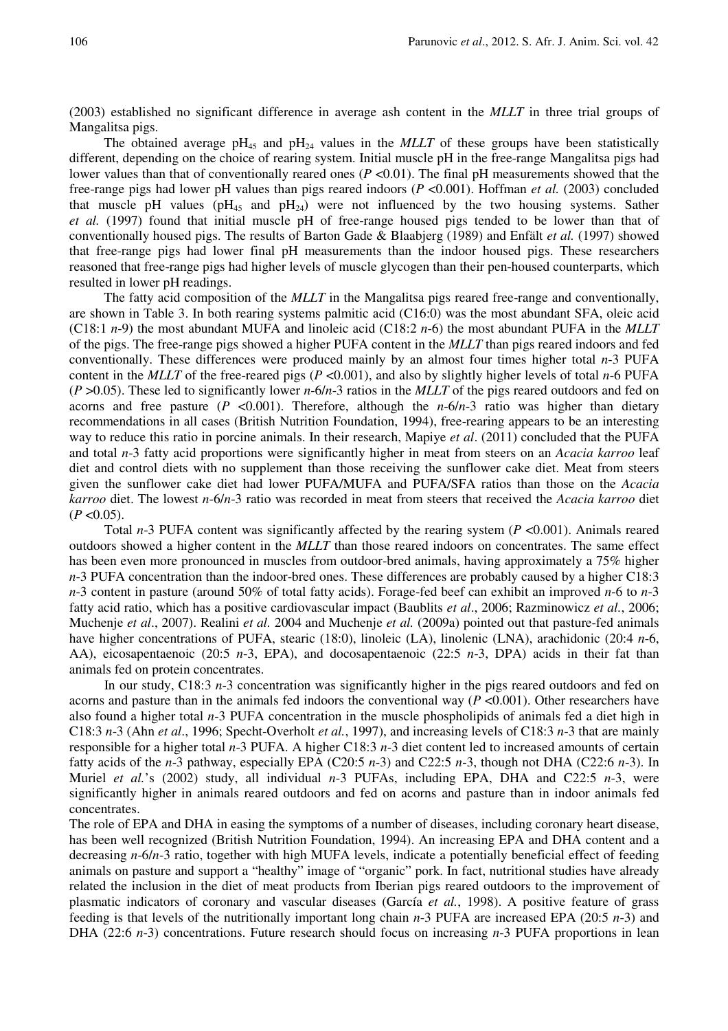(2003) established no significant difference in average ash content in the *MLLT* in three trial groups of Mangalitsa pigs.

The obtained average $pH_{45}$ and $pH_{24}$ values in the *MLLT* of these groups have been statistically different, depending on the choice of rearing system. Initial muscle pH in the free-range Mangalitsa pigs had lower values than that of conventionally reared ones ($P$ <0.01). The final pH measurements showed that the free-range pigs had lower pH values than pigs reared indoors ($P$ <0.001). Hoffman *et al.* (2003) concluded that muscle pH values ($pH_{45}$ and $pH_{24}$) were not influenced by the two housing systems. Sather *et al.* (1997) found that initial muscle pH of free-range housed pigs tended to be lower than that of conventionally housed pigs. The results of Barton Gade & Blaabjerg (1989) and Enfält *et al.* (1997) showed that free-range pigs had lower final pH measurements than the indoor housed pigs. These researchers reasoned that free-range pigs had higher levels of muscle glycogen than their pen-housed counterparts, which resulted in lower pH readings.

The fatty acid composition of the *MLLT* in the Mangalitsa pigs reared free-range and conventionally, are shown in Table 3. In both rearing systems palmitic acid (C16:0) was the most abundant SFA, oleic acid (C18:1 *n*-9) the most abundant MUFA and linoleic acid (C18:2 *n*-6) the most abundant PUFA in the *MLLT* of the pigs. The free-range pigs showed a higher PUFA content in the *MLLT* than pigs reared indoors and fed conventionally. These differences were produced mainly by an almost four times higher total *n*-3 PUFA content in the *MLLT* of the free-reared pigs ($P$ <0.001), and also by slightly higher levels of total *n*-6 PUFA ($P$ >0.05). These led to significantly lower *n*-6/*n*-3 ratios in the *MLLT* of the pigs reared outdoors and fed on acorns and free pasture ($P$ <0.001). Therefore, although the *n*-6/*n*-3 ratio was higher than dietary recommendations in all cases (British Nutrition Foundation, 1994), free-rearing appears to be an interesting way to reduce this ratio in porcine animals. In their research, Mapiye *et al*. (2011) concluded that the PUFA and total *n*-3 fatty acid proportions were significantly higher in meat from steers on an *Acacia karroo* leaf diet and control diets with no supplement than those receiving the sunflower cake diet. Meat from steers given the sunflower cake diet had lower PUFA/MUFA and PUFA/SFA ratios than those on the *Acacia karroo* diet. The lowest *n*-6/*n*-3 ratio was recorded in meat from steers that received the *Acacia karroo* diet ($P$ <0.05).

Total *n*-3 PUFA content was significantly affected by the rearing system ($P$ <0.001). Animals reared outdoors showed a higher content in the *MLLT* than those reared indoors on concentrates. The same effect has been even more pronounced in muscles from outdoor-bred animals, having approximately a 75% higher *n*-3 PUFA concentration than the indoor-bred ones. These differences are probably caused by a higher C18:3 *n*-3 content in pasture (around 50% of total fatty acids). Forage-fed beef can exhibit an improved *n*-6 to *n*-3 fatty acid ratio, which has a positive cardiovascular impact (Baublits *et al*., 2006; Razminowicz *et al.*, 2006; Muchenje *et al*., 2007). Realini *et al.* 2004 and Muchenje *et al.* (2009a) pointed out that pasture-fed animals have higher concentrations of PUFA, stearic (18:0), linoleic (LA), linolenic (LNA), arachidonic (20:4 *n*-6, AA), eicosapentaenoic (20:5 *n*-3, EPA), and docosapentaenoic (22:5 *n*-3, DPA) acids in their fat than animals fed on protein concentrates.

In our study, C18:3 *n*-3 concentration was significantly higher in the pigs reared outdoors and fed on acorns and pasture than in the animals fed indoors the conventional way ($P$ <0.001). Other researchers have also found a higher total *n*-3 PUFA concentration in the muscle phospholipids of animals fed a diet high in C18:3 *n*-3 (Ahn *et al*., 1996; Specht-Overholt *et al.*, 1997), and increasing levels of C18:3 *n*-3 that are mainly responsible for a higher total *n*-3 PUFA. A higher C18:3 *n*-3 diet content led to increased amounts of certain fatty acids of the *n*-3 pathway, especially EPA (C20:5 *n*-3) and C22:5 *n*-3, though not DHA (C22:6 *n*-3). In Muriel *et al.*'s (2002) study, all individual *n*-3 PUFAs, including EPA, DHA and C22:5 *n*-3, were significantly higher in animals reared outdoors and fed on acorns and pasture than in indoor animals fed concentrates.

The role of EPA and DHA in easing the symptoms of a number of diseases, including coronary heart disease, has been well recognized (British Nutrition Foundation, 1994). An increasing EPA and DHA content and a decreasing *n*-6/*n*-3 ratio, together with high MUFA levels, indicate a potentially beneficial effect of feeding animals on pasture and support a "healthy" image of "organic" pork. In fact, nutritional studies have already related the inclusion in the diet of meat products from Iberian pigs reared outdoors to the improvement of plasmatic indicators of coronary and vascular diseases (García *et al.*, 1998). A positive feature of grass feeding is that levels of the nutritionally important long chain *n*-3 PUFA are increased EPA (20:5 *n*-3) and DHA (22:6 *n*-3) concentrations. Future research should focus on increasing *n*-3 PUFA proportions in lean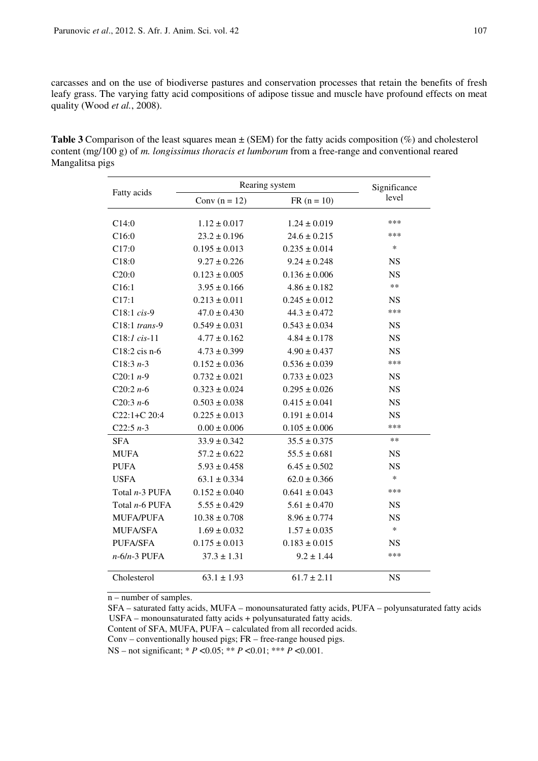carcasses and on the use of biodiverse pastures and conservation processes that retain the benefits of fresh leafy grass. The varying fatty acid compositions of adipose tissue and muscle have profound effects on meat quality (Wood *et al.*, 2008).

**Table 3** Comparison of the least squares mean ± (SEM) for the fatty acids composition (%) and cholesterol content (mg/100 g) of *m. longissimus thoracis et lumborum* from a free-range and conventional reared Mangalitsa pigs

| Fatty acids | Rearing system | | Significance level |
|---|---|---|---|
| | Conv (n = 12) | FR (n = 10) | |
| C14:0 | 1.12 ± 0.017 | 1.24 ± 0.019 | *** |
| C16:0 | 23.2 ± 0.196 | 24.6 ± 0.215 | *** |
| C17:0 | 0.195 ± 0.013 | 0.235 ± 0.014 | * |
| C18:0 | 9.27 ± 0.226 | 9.24 ± 0.248 | NS |
| C20:0 | 0.123 ± 0.005 | 0.136 ± 0.006 | NS |
| C16:1 | 3.95 ± 0.166 | 4.86 ± 0.182 | ** |
| C17:1 | 0.213 ± 0.011 | 0.245 ± 0.012 | NS |
| C18:1 *cis*-9 | 47.0 ± 0.430 | 44.3 ± 0.472 | *** |
| C18:1 *trans*-9 | 0.549 ± 0.031 | 0.543 ± 0.034 | NS |
| C18:*1 cis*-11 | 4.77 ± 0.162 | 4.84 ± 0.178 | NS |
| C18:2 cis n-6 | 4.73 ± 0.399 | 4.90 ± 0.437 | NS |
| C18:3 *n*-3 | 0.152 ± 0.036 | 0.536 ± 0.039 | *** |
| C20:1 *n*-9 | 0.732 ± 0.021 | 0.733 ± 0.023 | NS |
| C20:2 *n*-6 | 0.323 ± 0.024 | 0.295 ± 0.026 | NS |
| C20:3 *n*-6 | 0.503 ± 0.038 | 0.415 ± 0.041 | NS |
| C22:1+C 20:4 | 0.225 ± 0.013 | 0.191 ± 0.014 | NS |
| C22:5 *n*-3 | 0.00 ± 0.006 | 0.105 ± 0.006 | *** |
| SFA | 33.9 ± 0.342 | 35.5 ± 0.375 | ** |
| MUFA | 57.2 ± 0.622 | 55.5 ± 0.681 | NS |
| PUFA | 5.93 ± 0.458 | 6.45 ± 0.502 | NS |
| USFA | 63.1 ± 0.334 | 62.0 ± 0.366 | * |
| Total *n*-3 PUFA | 0.152 ± 0.040 | 0.641 ± 0.043 | *** |
| Total *n*-6 PUFA | 5.55 ± 0.429 | 5.61 ± 0.470 | NS |
| MUFA/PUFA | 10.38 ± 0.708 | 8.96 ± 0.774 | NS |
| MUFA/SFA | 1.69 ± 0.032 | 1.57 ± 0.035 | * |
| PUFA/SFA | 0.175 ± 0.013 | 0.183 ± 0.015 | NS |
| *n*-6/*n*-3 PUFA | 37.3 ± 1.31 | 9.2 ± 1.44 | *** |
| Cholesterol | 63.1 ± 1.93 | 61.7 ± 2.11 | NS |

n – number of samples.
SFA – saturated fatty acids, MUFA – monounsaturated fatty acids, PUFA – polyunsaturated fatty acids
USFA – monounsaturated fatty acids + polyunsaturated fatty acids.
Content of SFA, MUFA, PUFA – calculated from all recorded acids.
Conv – conventionally housed pigs; FR – free-range housed pigs.
NS – not significant; * $P < 0.05$; ** $P < 0.01$; *** $P < 0.001$.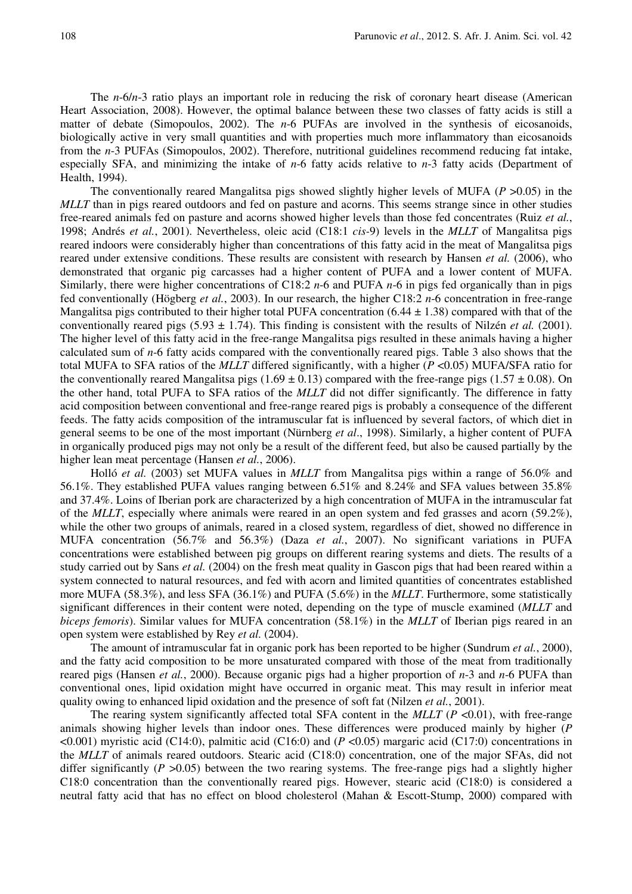The *n*-6/*n*-3 ratio plays an important role in reducing the risk of coronary heart disease (American Heart Association, 2008). However, the optimal balance between these two classes of fatty acids is still a matter of debate (Simopoulos, 2002). The *n*-6 PUFAs are involved in the synthesis of eicosanoids, biologically active in very small quantities and with properties much more inflammatory than eicosanoids from the *n*-3 PUFAs (Simopoulos, 2002). Therefore, nutritional guidelines recommend reducing fat intake, especially SFA, and minimizing the intake of *n*-6 fatty acids relative to *n*-3 fatty acids (Department of Health, 1994).

The conventionally reared Mangalitsa pigs showed slightly higher levels of MUFA ($P > 0.05$) in the *MLLT* than in pigs reared outdoors and fed on pasture and acorns. This seems strange since in other studies free-reared animals fed on pasture and acorns showed higher levels than those fed concentrates (Ruiz *et al.*, 1998; Andrés *et al.*, 2001). Nevertheless, oleic acid (C18:1 *cis*-9) levels in the *MLLT* of Mangalitsa pigs reared indoors were considerably higher than concentrations of this fatty acid in the meat of Mangalitsa pigs reared under extensive conditions. These results are consistent with research by Hansen *et al.* (2006), who demonstrated that organic pig carcasses had a higher content of PUFA and a lower content of MUFA. Similarly, there were higher concentrations of C18:2 *n*-6 and PUFA *n*-6 in pigs fed organically than in pigs fed conventionally (Högberg *et al.*, 2003). In our research, the higher C18:2 *n*-6 concentration in free-range Mangalitsa pigs contributed to their higher total PUFA concentration ($6.44 \pm 1.38$) compared with that of the conventionally reared pigs ($5.93 \pm 1.74$). This finding is consistent with the results of Nilzén *et al.* (2001). The higher level of this fatty acid in the free-range Mangalitsa pigs resulted in these animals having a higher calculated sum of *n*-6 fatty acids compared with the conventionally reared pigs. Table 3 also shows that the total MUFA to SFA ratios of the *MLLT* differed significantly, with a higher ($P < 0.05$) MUFA/SFA ratio for the conventionally reared Mangalitsa pigs ($1.69 \pm 0.13$) compared with the free-range pigs ($1.57 \pm 0.08$). On the other hand, total PUFA to SFA ratios of the *MLLT* did not differ significantly. The difference in fatty acid composition between conventional and free-range reared pigs is probably a consequence of the different feeds. The fatty acids composition of the intramuscular fat is influenced by several factors, of which diet in general seems to be one of the most important (Nürnberg *et al*., 1998). Similarly, a higher content of PUFA in organically produced pigs may not only be a result of the different feed, but also be caused partially by the higher lean meat percentage (Hansen *et al.*, 2006).

Holló *et al.* (2003) set MUFA values in *MLLT* from Mangalitsa pigs within a range of 56.0% and 56.1%. They established PUFA values ranging between 6.51% and 8.24% and SFA values between 35.8% and 37.4%. Loins of Iberian pork are characterized by a high concentration of MUFA in the intramuscular fat of the *MLLT*, especially where animals were reared in an open system and fed grasses and acorn (59.2%), while the other two groups of animals, reared in a closed system, regardless of diet, showed no difference in MUFA concentration (56.7% and 56.3%) (Daza *et al.*, 2007). No significant variations in PUFA concentrations were established between pig groups on different rearing systems and diets. The results of a study carried out by Sans *et al.* (2004) on the fresh meat quality in Gascon pigs that had been reared within a system connected to natural resources, and fed with acorn and limited quantities of concentrates established more MUFA (58.3%), and less SFA (36.1%) and PUFA (5.6%) in the *MLLT*. Furthermore, some statistically significant differences in their content were noted, depending on the type of muscle examined (*MLLT* and *biceps femoris*). Similar values for MUFA concentration (58.1%) in the *MLLT* of Iberian pigs reared in an open system were established by Rey *et al.* (2004).

The amount of intramuscular fat in organic pork has been reported to be higher (Sundrum *et al.*, 2000), and the fatty acid composition to be more unsaturated compared with those of the meat from traditionally reared pigs (Hansen *et al.*, 2000). Because organic pigs had a higher proportion of *n*-3 and *n*-6 PUFA than conventional ones, lipid oxidation might have occurred in organic meat. This may result in inferior meat quality owing to enhanced lipid oxidation and the presence of soft fat (Nilzen *et al.*, 2001).

The rearing system significantly affected total SFA content in the *MLLT* ($P < 0.01$), with free-range animals showing higher levels than indoor ones. These differences were produced mainly by higher ($P < 0.001$) myristic acid (C14:0), palmitic acid (C16:0) and ($P < 0.05$) margaric acid (C17:0) concentrations in the *MLLT* of animals reared outdoors. Stearic acid (C18:0) concentration, one of the major SFAs, did not differ significantly ($P > 0.05$) between the two rearing systems. The free-range pigs had a slightly higher C18:0 concentration than the conventionally reared pigs. However, stearic acid (C18:0) is considered a neutral fatty acid that has no effect on blood cholesterol (Mahan & Escott-Stump, 2000) compared with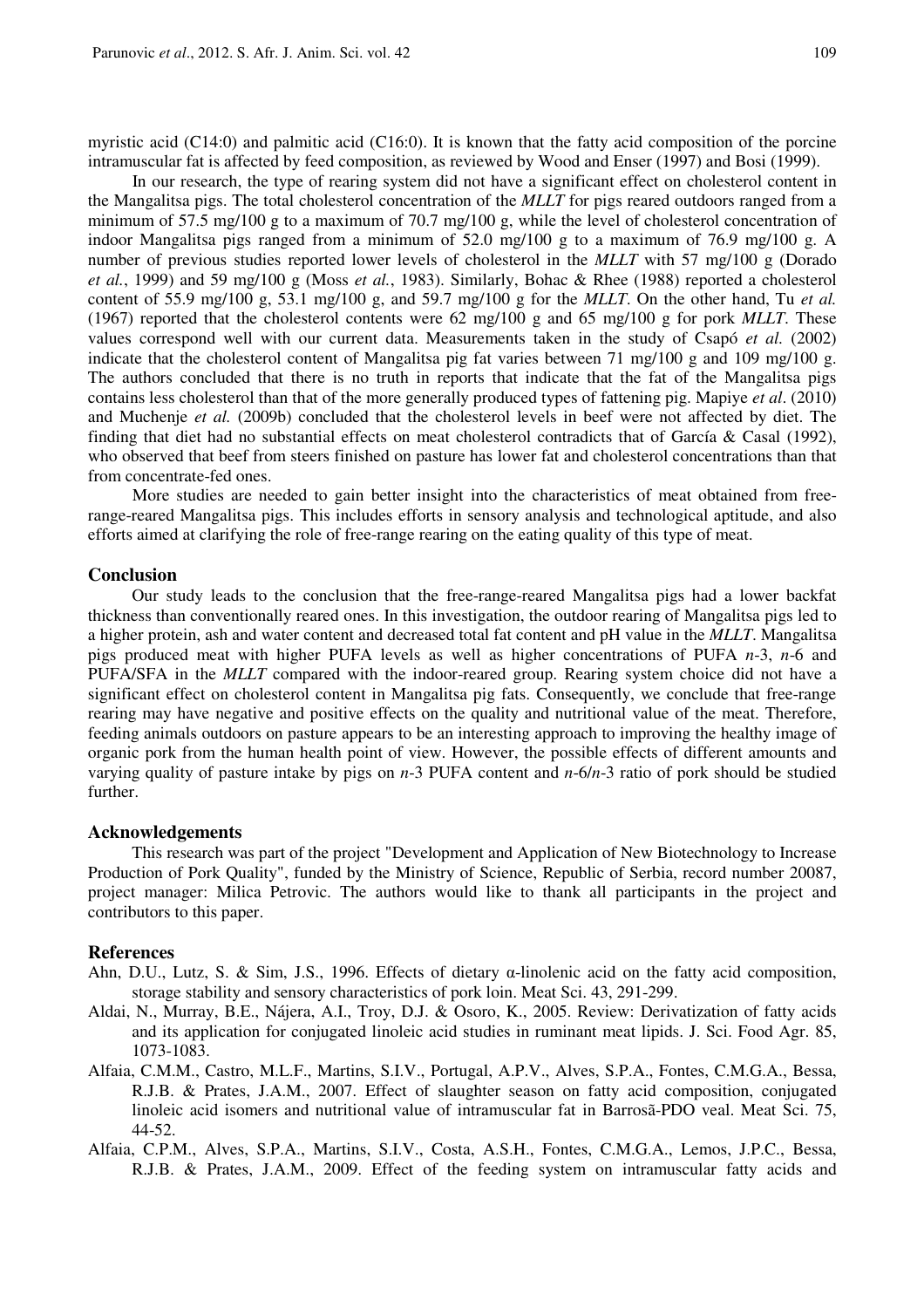myristic acid (C14:0) and palmitic acid (C16:0). It is known that the fatty acid composition of the porcine intramuscular fat is affected by feed composition, as reviewed by Wood and Enser (1997) and Bosi (1999).

In our research, the type of rearing system did not have a significant effect on cholesterol content in the Mangalitsa pigs. The total cholesterol concentration of the *MLLT* for pigs reared outdoors ranged from a minimum of 57.5 mg/100 g to a maximum of 70.7 mg/100 g, while the level of cholesterol concentration of indoor Mangalitsa pigs ranged from a minimum of 52.0 mg/100 g to a maximum of 76.9 mg/100 g. A number of previous studies reported lower levels of cholesterol in the *MLLT* with 57 mg/100 g (Dorado *et al.*, 1999) and 59 mg/100 g (Moss *et al.*, 1983). Similarly, Bohac & Rhee (1988) reported a cholesterol content of 55.9 mg/100 g, 53.1 mg/100 g, and 59.7 mg/100 g for the *MLLT*. On the other hand, Tu *et al.* (1967) reported that the cholesterol contents were 62 mg/100 g and 65 mg/100 g for pork *MLLT*. These values correspond well with our current data. Measurements taken in the study of Csapó *et al.* (2002) indicate that the cholesterol content of Mangalitsa pig fat varies between 71 mg/100 g and 109 mg/100 g. The authors concluded that there is no truth in reports that indicate that the fat of the Mangalitsa pigs contains less cholesterol than that of the more generally produced types of fattening pig. Mapiye *et al*. (2010) and Muchenje *et al.* (2009b) concluded that the cholesterol levels in beef were not affected by diet. The finding that diet had no substantial effects on meat cholesterol contradicts that of García & Casal (1992), who observed that beef from steers finished on pasture has lower fat and cholesterol concentrations than that from concentrate-fed ones.

More studies are needed to gain better insight into the characteristics of meat obtained from free-range-reared Mangalitsa pigs. This includes efforts in sensory analysis and technological aptitude, and also efforts aimed at clarifying the role of free-range rearing on the eating quality of this type of meat.

## Conclusion

Our study leads to the conclusion that the free-range-reared Mangalitsa pigs had a lower backfat thickness than conventionally reared ones. In this investigation, the outdoor rearing of Mangalitsa pigs led to a higher protein, ash and water content and decreased total fat content and pH value in the *MLLT*. Mangalitsa pigs produced meat with higher PUFA levels as well as higher concentrations of PUFA *n*-3, *n*-6 and PUFA/SFA in the *MLLT* compared with the indoor-reared group. Rearing system choice did not have a significant effect on cholesterol content in Mangalitsa pig fats. Consequently, we conclude that free-range rearing may have negative and positive effects on the quality and nutritional value of the meat. Therefore, feeding animals outdoors on pasture appears to be an interesting approach to improving the healthy image of organic pork from the human health point of view. However, the possible effects of different amounts and varying quality of pasture intake by pigs on *n*-3 PUFA content and *n*-6/*n*-3 ratio of pork should be studied further.

## Acknowledgements

This research was part of the project "Development and Application of New Biotechnology to Increase Production of Pork Quality", funded by the Ministry of Science, Republic of Serbia, record number 20087, project manager: Milica Petrovic. The authors would like to thank all participants in the project and contributors to this paper.

## References

Ahn, D.U., Lutz, S. & Sim, J.S., 1996. Effects of dietary α-linolenic acid on the fatty acid composition, storage stability and sensory characteristics of pork loin. Meat Sci. 43, 291-299.

Aldai, N., Murray, B.E., Nájera, A.I., Troy, D.J. & Osoro, K., 2005. Review: Derivatization of fatty acids and its application for conjugated linoleic acid studies in ruminant meat lipids. J. Sci. Food Agr. 85, 1073-1083.

Alfaia, C.M.M., Castro, M.L.F., Martins, S.I.V., Portugal, A.P.V., Alves, S.P.A., Fontes, C.M.G.A., Bessa, R.J.B. & Prates, J.A.M., 2007. Effect of slaughter season on fatty acid composition, conjugated linoleic acid isomers and nutritional value of intramuscular fat in Barrosã-PDO veal. Meat Sci. 75, 44-52.

Alfaia, C.P.M., Alves, S.P.A., Martins, S.I.V., Costa, A.S.H., Fontes, C.M.G.A., Lemos, J.P.C., Bessa, R.J.B. & Prates, J.A.M., 2009. Effect of the feeding system on intramuscular fatty acids and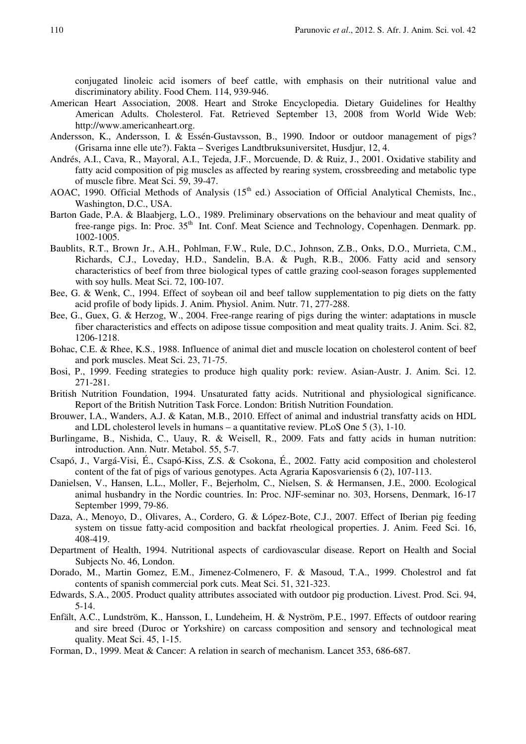conjugated linoleic acid isomers of beef cattle, with emphasis on their nutritional value and discriminatory ability. Food Chem. 114, 939-946.

American Heart Association, 2008. Heart and Stroke Encyclopedia. Dietary Guidelines for Healthy American Adults. Cholesterol. Fat. Retrieved September 13, 2008 from World Wide Web: http://www.americanheart.org.

Andersson, K., Andersson, I. & Essén-Gustavsson, B., 1990. Indoor or outdoor management of pigs? (Grisarna inne elle ute?). Fakta – Sveriges Landtbruksuniversitet, Husdjur, 12, 4.

Andrés, A.I., Cava, R., Mayoral, A.I., Tejeda, J.F., Morcuende, D. & Ruiz, J., 2001. Oxidative stability and fatty acid composition of pig muscles as affected by rearing system, crossbreeding and metabolic type of muscle fibre. Meat Sci. 59, 39-47.

AOAC, 1990. Official Methods of Analysis (15th ed.) Association of Official Analytical Chemists, Inc., Washington, D.C., USA.

Barton Gade, P.A. & Blaabjerg, L.O., 1989. Preliminary observations on the behaviour and meat quality of free-range pigs. In: Proc. 35th Int. Conf. Meat Science and Technology, Copenhagen. Denmark. pp. 1002-1005.

Baublits, R.T., Brown Jr., A.H., Pohlman, F.W., Rule, D.C., Johnson, Z.B., Onks, D.O., Murrieta, C.M., Richards, C.J., Loveday, H.D., Sandelin, B.A. & Pugh, R.B., 2006. Fatty acid and sensory characteristics of beef from three biological types of cattle grazing cool-season forages supplemented with soy hulls. Meat Sci. 72, 100-107.

Bee, G. & Wenk, C., 1994. Effect of soybean oil and beef tallow supplementation to pig diets on the fatty acid profile of body lipids. J. Anim. Physiol. Anim. Nutr. 71, 277-288.

Bee, G., Guex, G. & Herzog, W., 2004. Free-range rearing of pigs during the winter: adaptations in muscle fiber characteristics and effects on adipose tissue composition and meat quality traits. J. Anim. Sci. 82, 1206-1218.

Bohac, C.E. & Rhee, K.S., 1988. Influence of animal diet and muscle location on cholesterol content of beef and pork muscles. Meat Sci. 23, 71-75.

Bosi, P., 1999. Feeding strategies to produce high quality pork: review. Asian-Austr. J. Anim. Sci. 12. 271-281.

British Nutrition Foundation, 1994. Unsaturated fatty acids. Nutritional and physiological significance. Report of the British Nutrition Task Force. London: British Nutrition Foundation.

Brouwer, I.A., Wanders, A.J. & Katan, M.B., 2010. Effect of animal and industrial transfatty acids on HDL and LDL cholesterol levels in humans – a quantitative review. PLoS One 5 (3), 1-10.

Burlingame, B., Nishida, C., Uauy, R. & Weisell, R., 2009. Fats and fatty acids in human nutrition: introduction. Ann. Nutr. Metabol. 55, 5-7.

Csapó, J., Vargá-Visi, É., Csapó-Kiss, Z.S. & Csokona, É., 2002. Fatty acid composition and cholesterol content of the fat of pigs of various genotypes. Acta Agraria Kaposvariensis 6 (2), 107-113.

Danielsen, V., Hansen, L.L., Moller, F., Bejerholm, C., Nielsen, S. & Hermansen, J.E., 2000. Ecological animal husbandry in the Nordic countries. In: Proc. NJF-seminar no. 303, Horsens, Denmark, 16-17 September 1999, 79-86.

Daza, A., Menoyo, D., Olivares, A., Cordero, G. & López-Bote, C.J., 2007. Effect of Iberian pig feeding system on tissue fatty-acid composition and backfat rheological properties. J. Anim. Feed Sci. 16, 408-419.

Department of Health, 1994. Nutritional aspects of cardiovascular disease. Report on Health and Social Subjects No. 46, London.

Dorado, M., Martin Gomez, E.M., Jimenez-Colmenero, F. & Masoud, T.A., 1999. Cholestrol and fat contents of spanish commercial pork cuts. Meat Sci. 51, 321-323.

Edwards, S.A., 2005. Product quality attributes associated with outdoor pig production. Livest. Prod. Sci. 94, 5-14.

Enfält, A.C., Lundström, K., Hansson, I., Lundeheim, H. & Nyström, P.E., 1997. Effects of outdoor rearing and sire breed (Duroc or Yorkshire) on carcass composition and sensory and technological meat quality. Meat Sci. 45, 1-15.

Forman, D., 1999. Meat & Cancer: A relation in search of mechanism. Lancet 353, 686-687.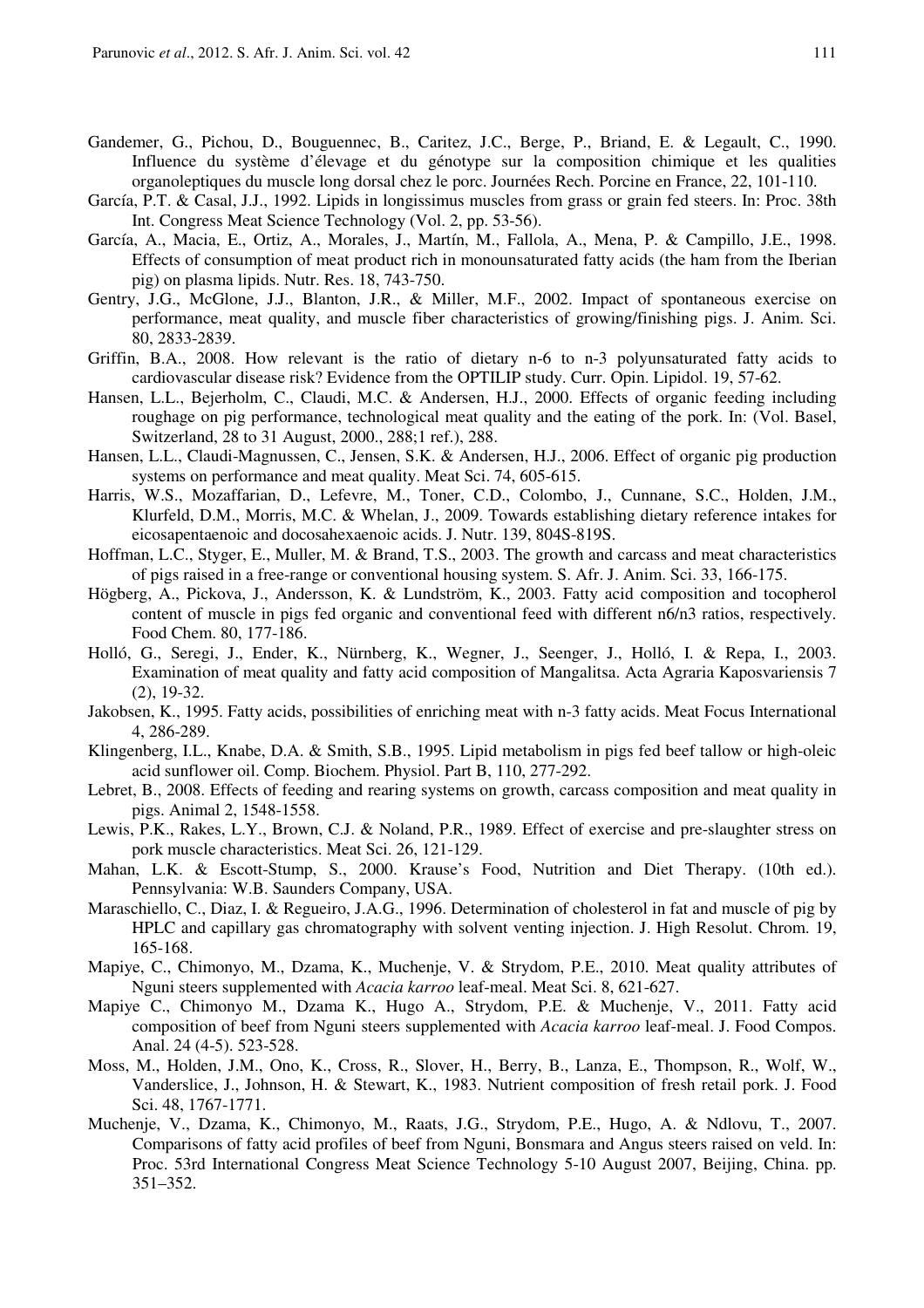Gandemer, G., Pichou, D., Bouguennec, B., Caritez, J.C., Berge, P., Briand, E. & Legault, C., 1990. Influence du système d'élevage et du génotype sur la composition chimique et les qualities organoleptiques du muscle long dorsal chez le porc. Journées Rech. Porcine en France, 22, 101-110.

García, P.T. & Casal, J.J., 1992. Lipids in longissimus muscles from grass or grain fed steers. In: Proc. 38th Int. Congress Meat Science Technology (Vol. 2, pp. 53-56).

García, A., Macia, E., Ortiz, A., Morales, J., Martín, M., Fallola, A., Mena, P. & Campillo, J.E., 1998. Effects of consumption of meat product rich in monounsaturated fatty acids (the ham from the Iberian pig) on plasma lipids. Nutr. Res. 18, 743-750.

Gentry, J.G., McGlone, J.J., Blanton, J.R., & Miller, M.F., 2002. Impact of spontaneous exercise on performance, meat quality, and muscle fiber characteristics of growing/finishing pigs. J. Anim. Sci. 80, 2833-2839.

Griffin, B.A., 2008. How relevant is the ratio of dietary n-6 to n-3 polyunsaturated fatty acids to cardiovascular disease risk? Evidence from the OPTILIP study. Curr. Opin. Lipidol. 19, 57-62.

Hansen, L.L., Bejerholm, C., Claudi, M.C. & Andersen, H.J., 2000. Effects of organic feeding including roughage on pig performance, technological meat quality and the eating of the pork. In: (Vol. Basel, Switzerland, 28 to 31 August, 2000., 288;1 ref.), 288.

Hansen, L.L., Claudi-Magnussen, C., Jensen, S.K. & Andersen, H.J., 2006. Effect of organic pig production systems on performance and meat quality. Meat Sci. 74, 605-615.

Harris, W.S., Mozaffarian, D., Lefevre, M., Toner, C.D., Colombo, J., Cunnane, S.C., Holden, J.M., Klurfeld, D.M., Morris, M.C. & Whelan, J., 2009. Towards establishing dietary reference intakes for eicosapentaenoic and docosahexaenoic acids. J. Nutr. 139, 804S-819S.

Hoffman, L.C., Styger, E., Muller, M. & Brand, T.S., 2003. The growth and carcass and meat characteristics of pigs raised in a free-range or conventional housing system. S. Afr. J. Anim. Sci. 33, 166-175.

Högberg, A., Pickova, J., Andersson, K. & Lundström, K., 2003. Fatty acid composition and tocopherol content of muscle in pigs fed organic and conventional feed with different n6/n3 ratios, respectively. Food Chem. 80, 177-186.

Holló, G., Seregi, J., Ender, K., Nürnberg, K., Wegner, J., Seenger, J., Holló, I. & Repa, I., 2003. Examination of meat quality and fatty acid composition of Mangalitsa. Acta Agraria Kaposvariensis 7 (2), 19-32.

Jakobsen, K., 1995. Fatty acids, possibilities of enriching meat with n-3 fatty acids. Meat Focus International 4, 286-289.

Klingenberg, I.L., Knabe, D.A. & Smith, S.B., 1995. Lipid metabolism in pigs fed beef tallow or high-oleic acid sunflower oil. Comp. Biochem. Physiol. Part B, 110, 277-292.

Lebret, B., 2008. Effects of feeding and rearing systems on growth, carcass composition and meat quality in pigs. Animal 2, 1548-1558.

Lewis, P.K., Rakes, L.Y., Brown, C.J. & Noland, P.R., 1989. Effect of exercise and pre-slaughter stress on pork muscle characteristics. Meat Sci. 26, 121-129.

Mahan, L.K. & Escott-Stump, S., 2000. Krause's Food, Nutrition and Diet Therapy. (10th ed.). Pennsylvania: W.B. Saunders Company, USA.

Maraschiello, C., Diaz, I. & Regueiro, J.A.G., 1996. Determination of cholesterol in fat and muscle of pig by HPLC and capillary gas chromatography with solvent venting injection. J. High Resolut. Chrom. 19, 165-168.

Mapiye, C., Chimonyo, M., Dzama, K., Muchenje, V. & Strydom, P.E., 2010. Meat quality attributes of Nguni steers supplemented with *Acacia karroo* leaf-meal. Meat Sci. 8, 621-627.

Mapiye C., Chimonyo M., Dzama K., Hugo A., Strydom, P.E. & Muchenje, V., 2011. Fatty acid composition of beef from Nguni steers supplemented with *Acacia karroo* leaf-meal. J. Food Compos. Anal. 24 (4-5). 523-528.

Moss, M., Holden, J.M., Ono, K., Cross, R., Slover, H., Berry, B., Lanza, E., Thompson, R., Wolf, W., Vanderslice, J., Johnson, H. & Stewart, K., 1983. Nutrient composition of fresh retail pork. J. Food Sci. 48, 1767-1771.

Muchenje, V., Dzama, K., Chimonyo, M., Raats, J.G., Strydom, P.E., Hugo, A. & Ndlovu, T., 2007. Comparisons of fatty acid profiles of beef from Nguni, Bonsmara and Angus steers raised on veld. In: Proc. 53rd International Congress Meat Science Technology 5-10 August 2007, Beijing, China. pp. 351–352.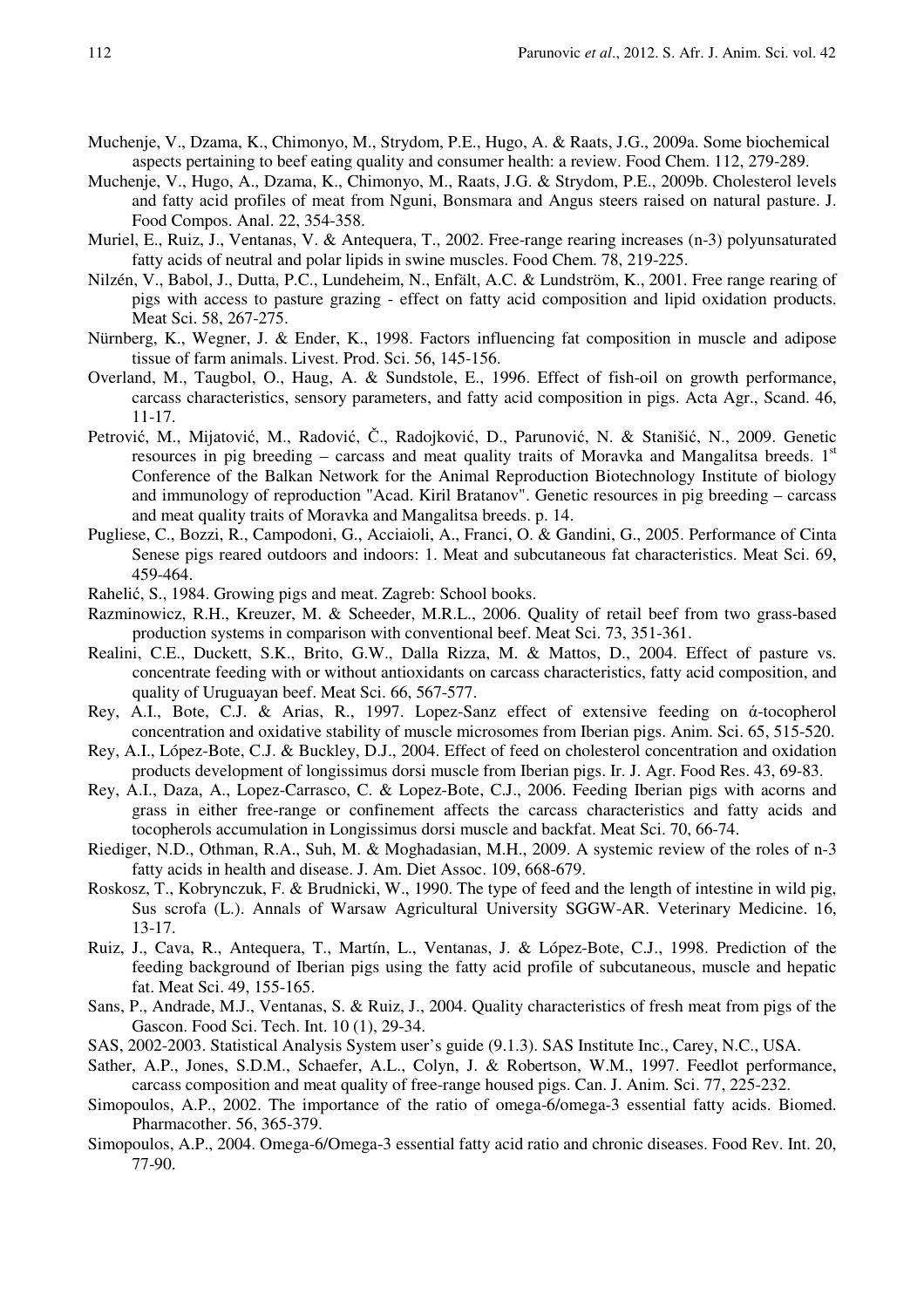Muchenje, V., Dzama, K., Chimonyo, M., Strydom, P.E., Hugo, A. & Raats, J.G., 2009a. Some biochemical aspects pertaining to beef eating quality and consumer health: a review. Food Chem. 112, 279-289.

Muchenje, V., Hugo, A., Dzama, K., Chimonyo, M., Raats, J.G. & Strydom, P.E., 2009b. Cholesterol levels and fatty acid profiles of meat from Nguni, Bonsmara and Angus steers raised on natural pasture. J. Food Compos. Anal. 22, 354-358.

Muriel, E., Ruiz, J., Ventanas, V. & Antequera, T., 2002. Free-range rearing increases (n-3) polyunsaturated fatty acids of neutral and polar lipids in swine muscles. Food Chem. 78, 219-225.

Nilzén, V., Babol, J., Dutta, P.C., Lundeheim, N., Enfält, A.C. & Lundström, K., 2001. Free range rearing of pigs with access to pasture grazing - effect on fatty acid composition and lipid oxidation products. Meat Sci. 58, 267-275.

Nürnberg, K., Wegner, J. & Ender, K., 1998. Factors influencing fat composition in muscle and adipose tissue of farm animals. Livest. Prod. Sci. 56, 145-156.

Overland, M., Taugbol, O., Haug, A. & Sundstole, E., 1996. Effect of fish-oil on growth performance, carcass characteristics, sensory parameters, and fatty acid composition in pigs. Acta Agr., Scand. 46, 11-17.

Petrović, M., Mijatović, M., Radović, Č., Radojković, D., Parunović, N. & Stanišić, N., 2009. Genetic resources in pig breeding – carcass and meat quality traits of Moravka and Mangalitsa breeds. 1st Conference of the Balkan Network for the Animal Reproduction Biotechnology Institute of biology and immunology of reproduction "Acad. Kiril Bratanov". Genetic resources in pig breeding – carcass and meat quality traits of Moravka and Mangalitsa breeds. p. 14.

Pugliese, C., Bozzi, R., Campodoni, G., Acciaioli, A., Franci, O. & Gandini, G., 2005. Performance of Cinta Senese pigs reared outdoors and indoors: 1. Meat and subcutaneous fat characteristics. Meat Sci. 69, 459-464.

Rahelić, S., 1984. Growing pigs and meat. Zagreb: School books.

Razminowicz, R.H., Kreuzer, M. & Scheeder, M.R.L., 2006. Quality of retail beef from two grass-based production systems in comparison with conventional beef. Meat Sci. 73, 351-361.

Realini, C.E., Duckett, S.K., Brito, G.W., Dalla Rizza, M. & Mattos, D., 2004. Effect of pasture vs. concentrate feeding with or without antioxidants on carcass characteristics, fatty acid composition, and quality of Uruguayan beef. Meat Sci. 66, 567-577.

Rey, A.I., Bote, C.J. & Arias, R., 1997. Lopez-Sanz effect of extensive feeding on ά-tocopherol concentration and oxidative stability of muscle microsomes from Iberian pigs. Anim. Sci. 65, 515-520.

Rey, A.I., López-Bote, C.J. & Buckley, D.J., 2004. Effect of feed on cholesterol concentration and oxidation products development of longissimus dorsi muscle from Iberian pigs. Ir. J. Agr. Food Res. 43, 69-83.

Rey, A.I., Daza, A., Lopez-Carrasco, C. & Lopez-Bote, C.J., 2006. Feeding Iberian pigs with acorns and grass in either free-range or confinement affects the carcass characteristics and fatty acids and tocopherols accumulation in Longissimus dorsi muscle and backfat. Meat Sci. 70, 66-74.

Riediger, N.D., Othman, R.A., Suh, M. & Moghadasian, M.H., 2009. A systemic review of the roles of n-3 fatty acids in health and disease. J. Am. Diet Assoc. 109, 668-679.

Roskosz, T., Kobrynczuk, F. & Brudnicki, W., 1990. The type of feed and the length of intestine in wild pig, Sus scrofa (L.). Annals of Warsaw Agricultural University SGGW-AR. Veterinary Medicine. 16, 13-17.

Ruiz, J., Cava, R., Antequera, T., Martín, L., Ventanas, J. & López-Bote, C.J., 1998. Prediction of the feeding background of Iberian pigs using the fatty acid profile of subcutaneous, muscle and hepatic fat. Meat Sci. 49, 155-165.

Sans, P., Andrade, M.J., Ventanas, S. & Ruiz, J., 2004. Quality characteristics of fresh meat from pigs of the Gascon. Food Sci. Tech. Int. 10 (1), 29-34.

SAS, 2002-2003. Statistical Analysis System user's guide (9.1.3). SAS Institute Inc., Carey, N.C., USA.

Sather, A.P., Jones, S.D.M., Schaefer, A.L., Colyn, J. & Robertson, W.M., 1997. Feedlot performance, carcass composition and meat quality of free-range housed pigs. Can. J. Anim. Sci. 77, 225-232.

Simopoulos, A.P., 2002. The importance of the ratio of omega-6/omega-3 essential fatty acids. Biomed. Pharmacother. 56, 365-379.

Simopoulos, A.P., 2004. Omega-6/Omega-3 essential fatty acid ratio and chronic diseases. Food Rev. Int. 20, 77-90.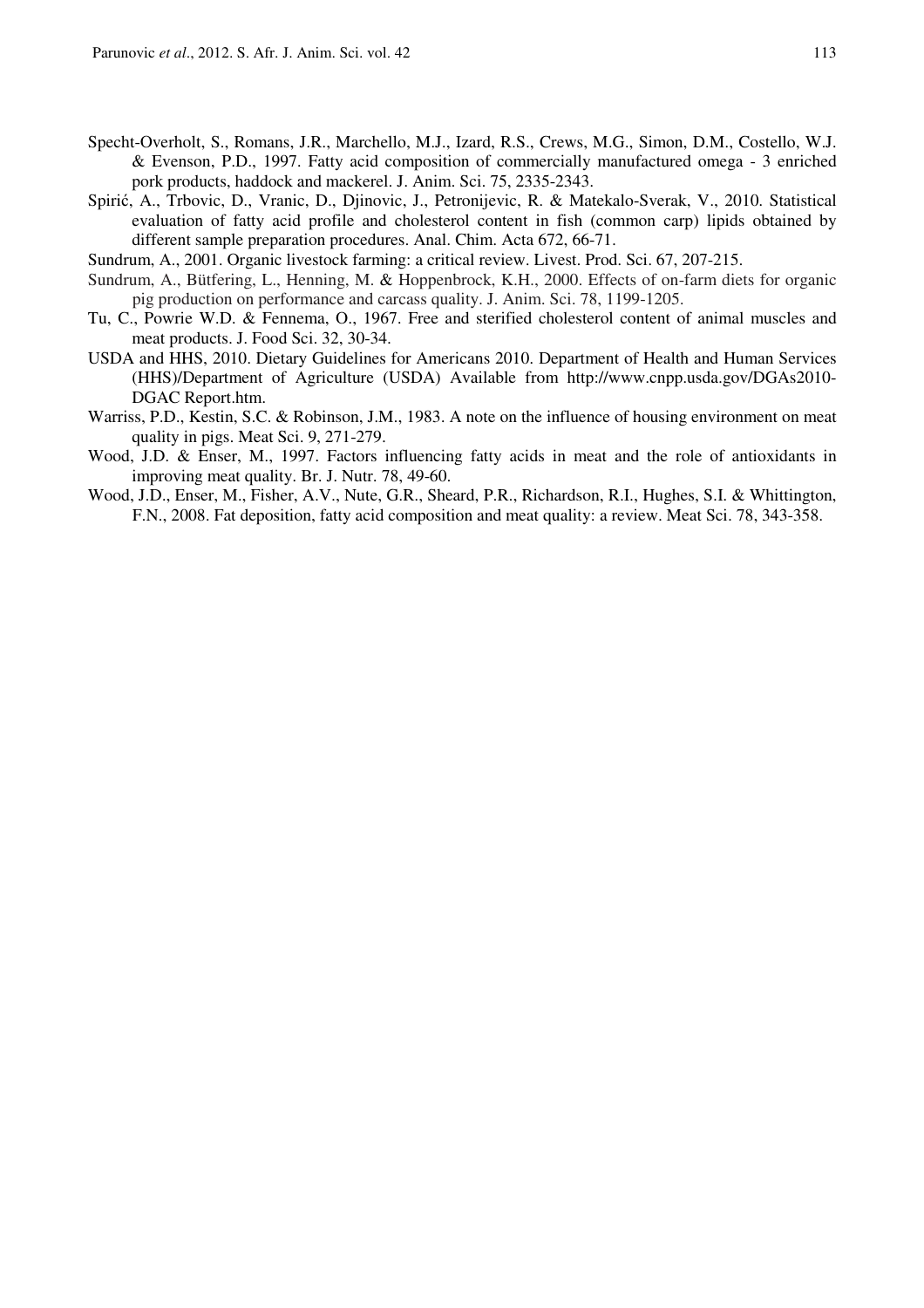Specht-Overholt, S., Romans, J.R., Marchello, M.J., Izard, R.S., Crews, M.G., Simon, D.M., Costello, W.J. & Evenson, P.D., 1997. Fatty acid composition of commercially manufactured omega - 3 enriched pork products, haddock and mackerel. J. Anim. Sci. 75, 2335-2343.

Spirić, A., Trbovic, D., Vranic, D., Djinovic, J., Petronijevic, R. & Matekalo-Sverak, V., 2010. Statistical evaluation of fatty acid profile and cholesterol content in fish (common carp) lipids obtained by different sample preparation procedures. Anal. Chim. Acta 672, 66-71.

Sundrum, A., 2001. Organic livestock farming: a critical review. Livest. Prod. Sci. 67, 207-215.

Sundrum, A., Bütfering, L., Henning, M. & Hoppenbrock, K.H., 2000. Effects of on-farm diets for organic pig production on performance and carcass quality. J. Anim. Sci. 78, 1199-1205.

Tu, C., Powrie W.D. & Fennema, O., 1967. Free and sterified cholesterol content of animal muscles and meat products. J. Food Sci. 32, 30-34.

USDA and HHS, 2010. Dietary Guidelines for Americans 2010. Department of Health and Human Services (HHS)/Department of Agriculture (USDA) Available from http://www.cnpp.usda.gov/DGAs2010-DGAC Report.htm.

Warriss, P.D., Kestin, S.C. & Robinson, J.M., 1983. A note on the influence of housing environment on meat quality in pigs. Meat Sci. 9, 271-279.

Wood, J.D. & Enser, M., 1997. Factors influencing fatty acids in meat and the role of antioxidants in improving meat quality. Br. J. Nutr. 78, 49-60.

Wood, J.D., Enser, M., Fisher, A.V., Nute, G.R., Sheard, P.R., Richardson, R.I., Hughes, S.I. & Whittington, F.N., 2008. Fat deposition, fatty acid composition and meat quality: a review. Meat Sci. 78, 343-358.